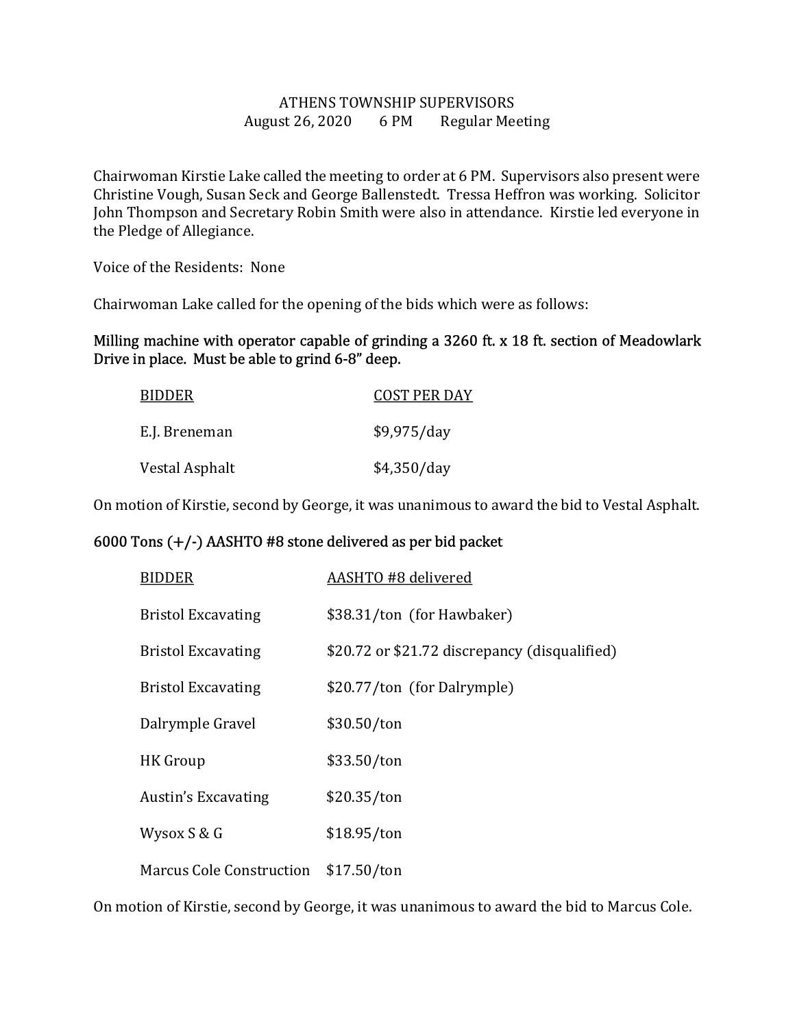# ATHENS TOWNSHIP SUPERVISORS

August 26, 2020 6 PM Regular Meeting

Chairwoman Kirstie Lake called the meeting to order at 6 PM. Supervisors also present were Christine Vough, Susan Seck and George Ballenstedt. Tressa Heffron was working. Solicitor John Thompson and Secretary Robin Smith were also in attendance. Kirstie led everyone in the Pledge of Allegiance.

Voice of the Residents: None

Chairwoman Lake called for the opening of the bids which were as follows:

**Milling machine with operator capable of grinding a 3260 ft. x 18 ft. section of Meadowlark Drive in place. Must be able to grind 6-8" deep.**

| BIDDER | COST PER DAY |
|---|---|
| E.J. Breneman | $9,975/day |
| Vestal Asphalt | $4,350/day |

On motion of Kirstie, second by George, it was unanimous to award the bid to Vestal Asphalt.

**6000 Tons (+/-) AASHTO #8 stone delivered as per bid packet**

| BIDDER | AASHTO #8 delivered |
|---|---|
| Bristol Excavating | $38.31/ton (for Hawbaker) |
| Bristol Excavating | $20.72 or $21.72 discrepancy (disqualified) |
| Bristol Excavating | $20.77/ton (for Dalrymple) |
| Dalrymple Gravel | $30.50/ton |
| HK Group | $33.50/ton |
| Austin's Excavating | $20.35/ton |
| Wysox S & G | $18.95/ton |
| Marcus Cole Construction | $17.50/ton |

On motion of Kirstie, second by George, it was unanimous to award the bid to Marcus Cole.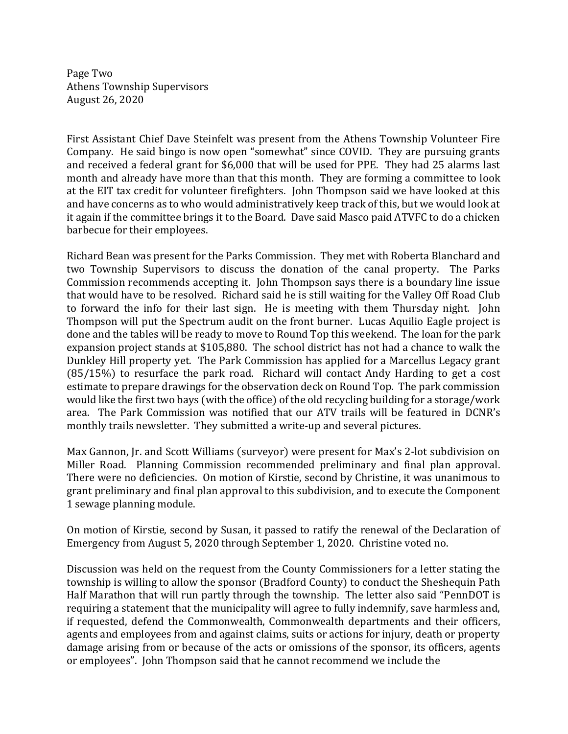Page Two
Athens Township Supervisors
August 26, 2020

First Assistant Chief Dave Steinfelt was present from the Athens Township Volunteer Fire Company. He said bingo is now open "somewhat" since COVID. They are pursuing grants and received a federal grant for $6,000 that will be used for PPE. They had 25 alarms last month and already have more than that this month. They are forming a committee to look at the EIT tax credit for volunteer firefighters. John Thompson said we have looked at this and have concerns as to who would administratively keep track of this, but we would look at it again if the committee brings it to the Board. Dave said Masco paid ATVFC to do a chicken barbecue for their employees.

Richard Bean was present for the Parks Commission. They met with Roberta Blanchard and two Township Supervisors to discuss the donation of the canal property. The Parks Commission recommends accepting it. John Thompson says there is a boundary line issue that would have to be resolved. Richard said he is still waiting for the Valley Off Road Club to forward the info for their last sign. He is meeting with them Thursday night. John Thompson will put the Spectrum audit on the front burner. Lucas Aquilio Eagle project is done and the tables will be ready to move to Round Top this weekend. The loan for the park expansion project stands at $105,880. The school district has not had a chance to walk the Dunkley Hill property yet. The Park Commission has applied for a Marcellus Legacy grant (85/15%) to resurface the park road. Richard will contact Andy Harding to get a cost estimate to prepare drawings for the observation deck on Round Top. The park commission would like the first two bays (with the office) of the old recycling building for a storage/work area. The Park Commission was notified that our ATV trails will be featured in DCNR's monthly trails newsletter. They submitted a write-up and several pictures.

Max Gannon, Jr. and Scott Williams (surveyor) were present for Max's 2-lot subdivision on Miller Road. Planning Commission recommended preliminary and final plan approval. There were no deficiencies. On motion of Kirstie, second by Christine, it was unanimous to grant preliminary and final plan approval to this subdivision, and to execute the Component 1 sewage planning module.

On motion of Kirstie, second by Susan, it passed to ratify the renewal of the Declaration of Emergency from August 5, 2020 through September 1, 2020. Christine voted no.

Discussion was held on the request from the County Commissioners for a letter stating the township is willing to allow the sponsor (Bradford County) to conduct the Sheshequin Path Half Marathon that will run partly through the township. The letter also said "PennDOT is requiring a statement that the municipality will agree to fully indemnify, save harmless and, if requested, defend the Commonwealth, Commonwealth departments and their officers, agents and employees from and against claims, suits or actions for injury, death or property damage arising from or because of the acts or omissions of the sponsor, its officers, agents or employees". John Thompson said that he cannot recommend we include the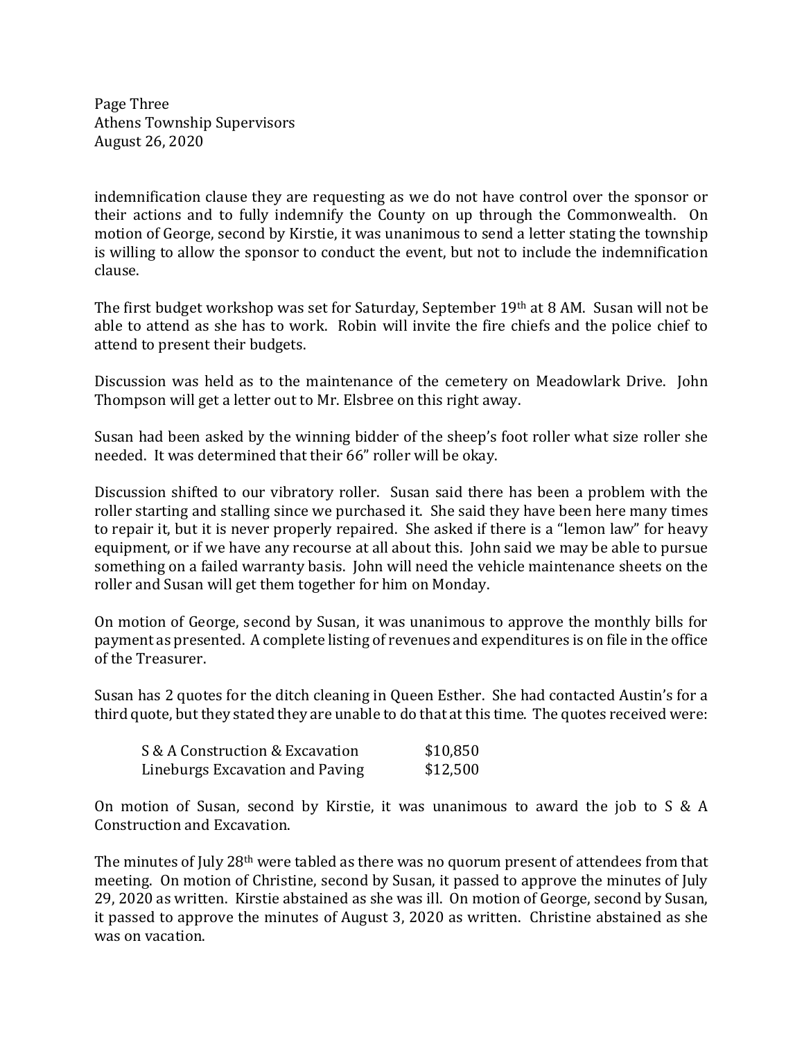indemnification clause they are requesting as we do not have control over the sponsor or their actions and to fully indemnify the County on up through the Commonwealth. On motion of George, second by Kirstie, it was unanimous to send a letter stating the township is willing to allow the sponsor to conduct the event, but not to include the indemnification clause.

The first budget workshop was set for Saturday, September 19th at 8 AM. Susan will not be able to attend as she has to work. Robin will invite the fire chiefs and the police chief to attend to present their budgets.

Discussion was held as to the maintenance of the cemetery on Meadowlark Drive. John Thompson will get a letter out to Mr. Elsbree on this right away.

Susan had been asked by the winning bidder of the sheep's foot roller what size roller she needed. It was determined that their 66" roller will be okay.

Discussion shifted to our vibratory roller. Susan said there has been a problem with the roller starting and stalling since we purchased it. She said they have been here many times to repair it, but it is never properly repaired. She asked if there is a "lemon law" for heavy equipment, or if we have any recourse at all about this. John said we may be able to pursue something on a failed warranty basis. John will need the vehicle maintenance sheets on the roller and Susan will get them together for him on Monday.

On motion of George, second by Susan, it was unanimous to approve the monthly bills for payment as presented. A complete listing of revenues and expenditures is on file in the office of the Treasurer.

Susan has 2 quotes for the ditch cleaning in Queen Esther. She had contacted Austin's for a third quote, but they stated they are unable to do that at this time. The quotes received were:

| | |
|---|---|
| S & A Construction & Excavation | $10,850 |
| Lineburgs Excavation and Paving | $12,500 |

On motion of Susan, second by Kirstie, it was unanimous to award the job to S & A Construction and Excavation.

The minutes of July 28th were tabled as there was no quorum present of attendees from that meeting. On motion of Christine, second by Susan, it passed to approve the minutes of July 29, 2020 as written. Kirstie abstained as she was ill. On motion of George, second by Susan, it passed to approve the minutes of August 3, 2020 as written. Christine abstained as she was on vacation.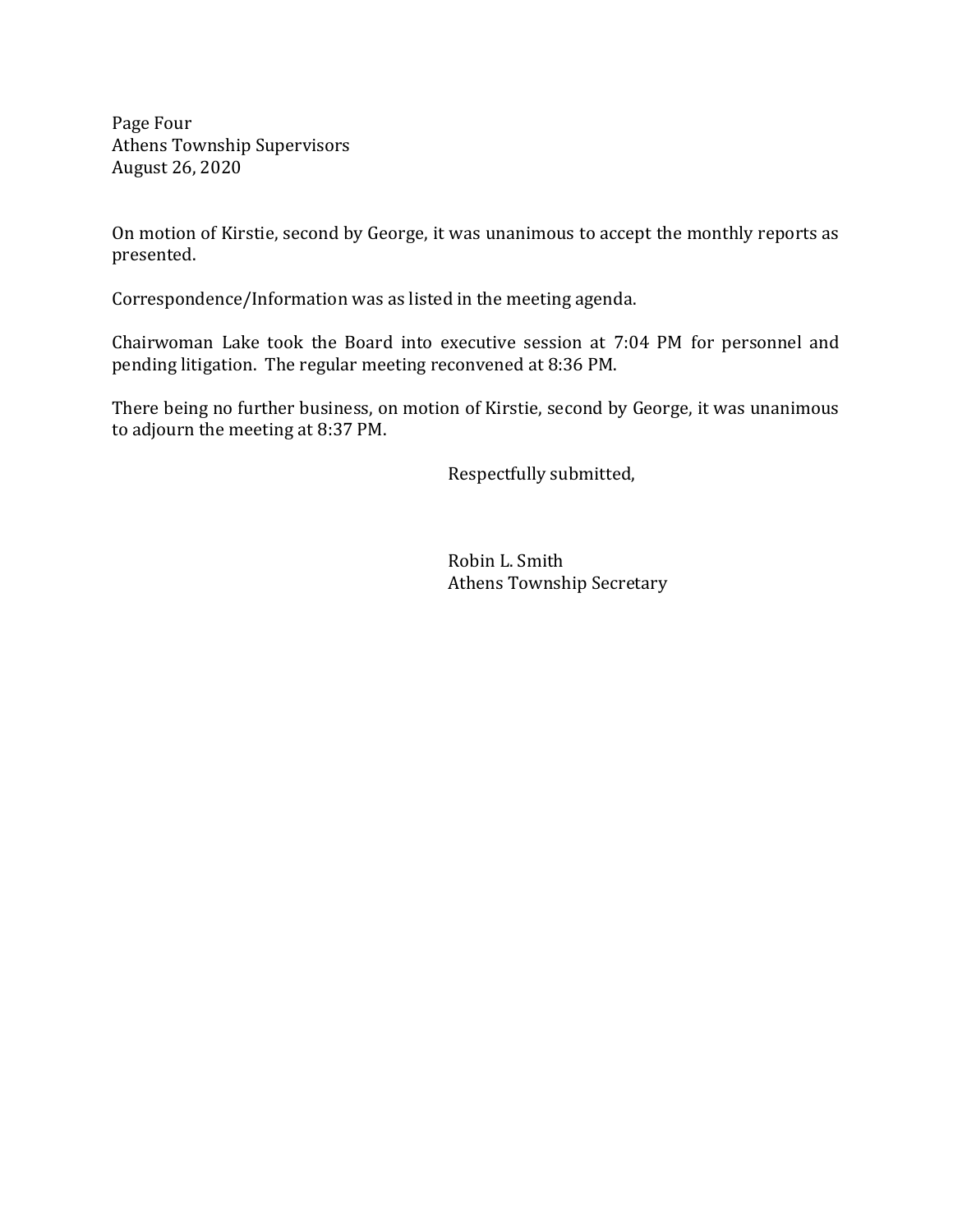On motion of Kirstie, second by George, it was unanimous to accept the monthly reports as presented.

Correspondence/Information was as listed in the meeting agenda.

Chairwoman Lake took the Board into executive session at 7:04 PM for personnel and pending litigation. The regular meeting reconvened at 8:36 PM.

There being no further business, on motion of Kirstie, second by George, it was unanimous to adjourn the meeting at 8:37 PM.

Respectfully submitted,

Robin L. Smith
Athens Township Secretary